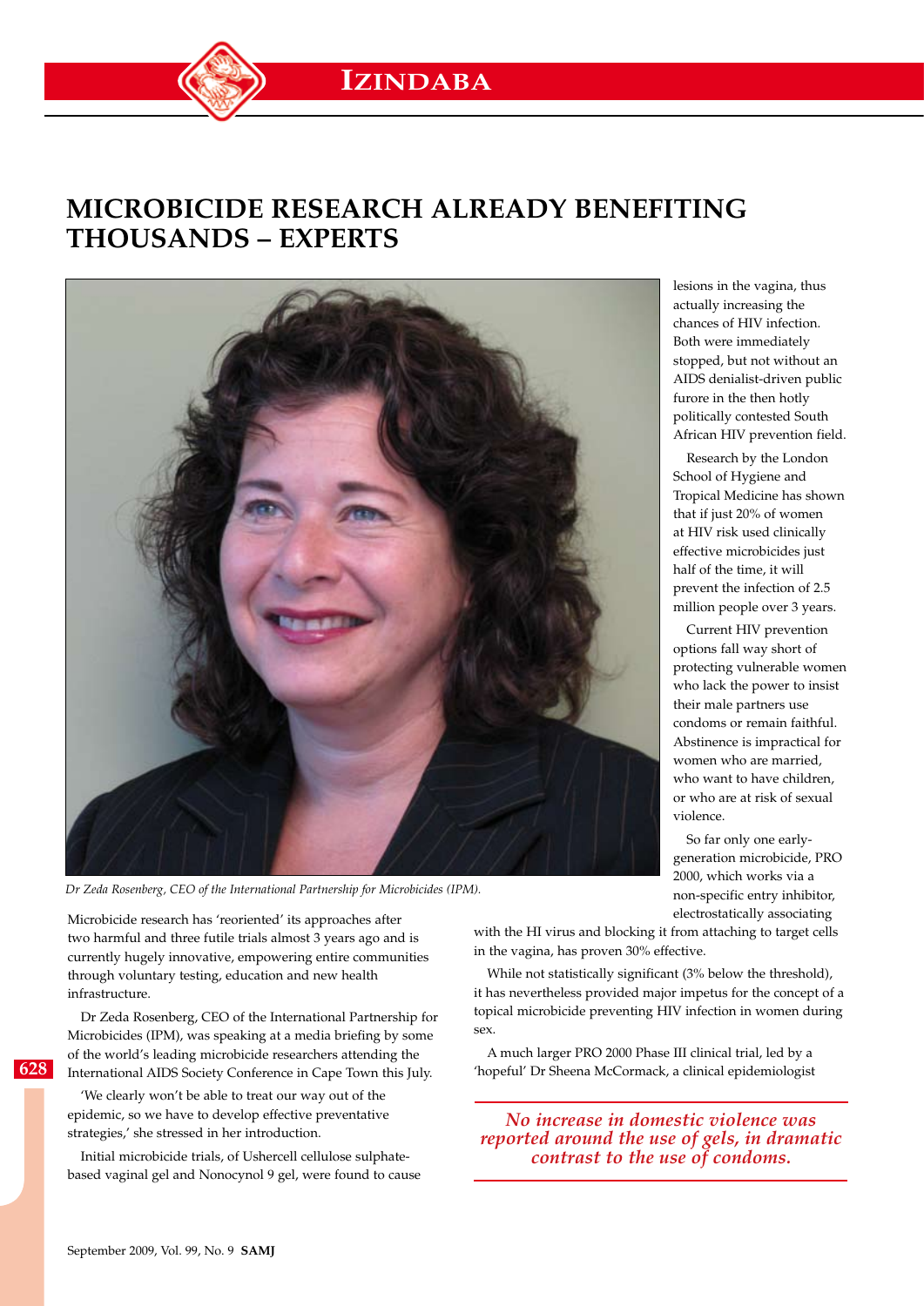# MICROBICIDE RESEARCH ALREADY BENEFITING THOUSANDS – EXPERTS

*Dr Zeda Rosenberg, CEO of the International Partnership for Microbicides (IPM).*

Microbicide research has 'reoriented' its approaches after two harmful and three futile trials almost 3 years ago and is currently hugely innovative, empowering entire communities through voluntary testing, education and new health infrastructure.

Dr Zeda Rosenberg, CEO of the International Partnership for Microbicides (IPM), was speaking at a media briefing by some of the world's leading microbicide researchers attending the International AIDS Society Conference in Cape Town this July.

'We clearly won't be able to treat our way out of the epidemic, so we have to develop effective preventative strategies,' she stressed in her introduction.

Initial microbicide trials, of Ushercell cellulose sulphate-based vaginal gel and Nonocynol 9 gel, were found to cause lesions in the vagina, thus actually increasing the chances of HIV infection. Both were immediately stopped, but not without an AIDS denialist-driven public furore in the then hotly politically contested South African HIV prevention field.

Research by the London School of Hygiene and Tropical Medicine has shown that if just 20% of women at HIV risk used clinically effective microbicides just half of the time, it will prevent the infection of 2.5 million people over 3 years.

Current HIV prevention options fall way short of protecting vulnerable women who lack the power to insist their male partners use condoms or remain faithful. Abstinence is impractical for women who are married, who want to have children, or who are at risk of sexual violence.

So far only one early-generation microbicide, PRO 2000, which works via a non-specific entry inhibitor, electrostatically associating with the HI virus and blocking it from attaching to target cells in the vagina, has proven 30% effective.

While not statistically significant (3% below the threshold), it has nevertheless provided major impetus for the concept of a topical microbicide preventing HIV infection in women during sex.

A much larger PRO 2000 Phase III clinical trial, led by a 'hopeful' Dr Sheena McCormack, a clinical epidemiologist

> *No increase in domestic violence was reported around the use of gels, in dramatic contrast to the use of condoms.*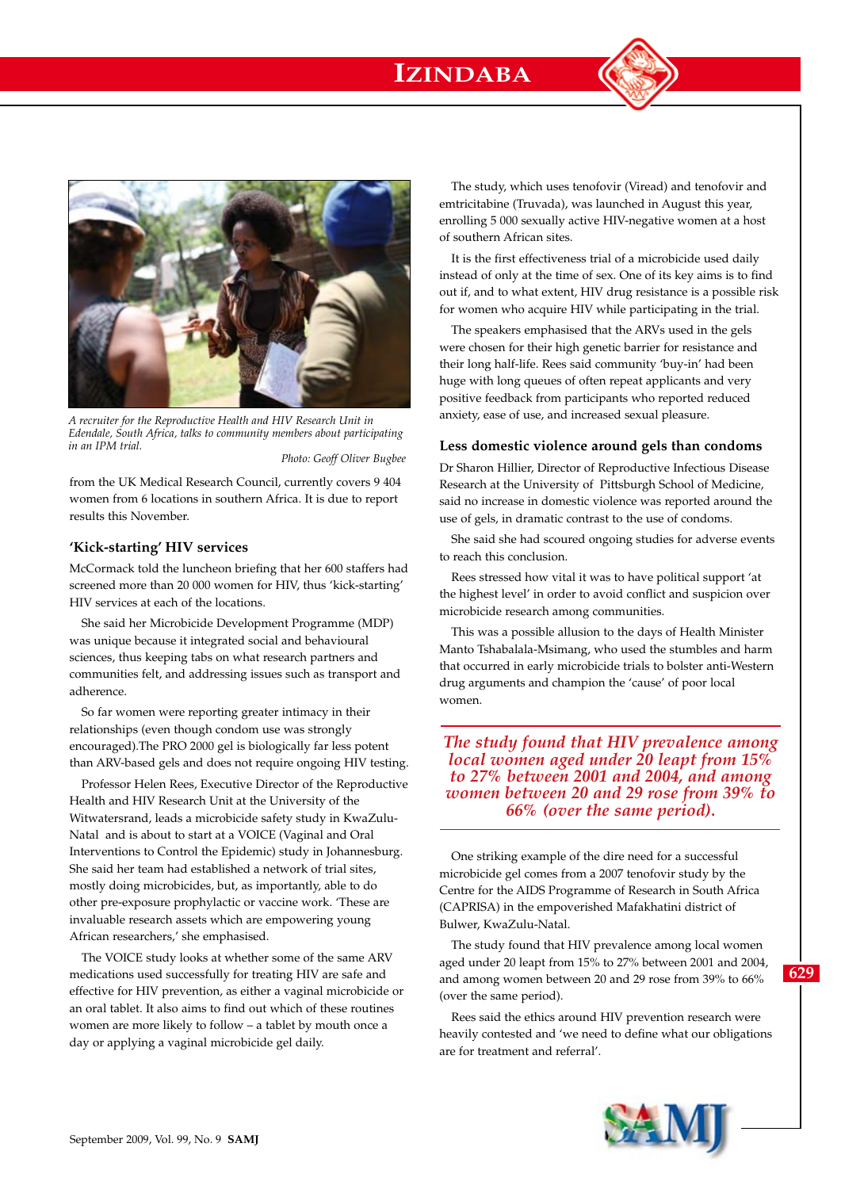A recruiter for the Reproductive Health and HIV Research Unit in Edendale, South Africa, talks to community members about participating in an IPM trial.

Photo: Geoff Oliver Bugbee

from the UK Medical Research Council, currently covers 9 404 women from 6 locations in southern Africa. It is due to report results this November.

### 'Kick-starting' HIV services

McCormack told the luncheon briefing that her 600 staffers had screened more than 20 000 women for HIV, thus 'kick-starting' HIV services at each of the locations.

She said her Microbicide Development Programme (MDP) was unique because it integrated social and behavioural sciences, thus keeping tabs on what research partners and communities felt, and addressing issues such as transport and adherence.

So far women were reporting greater intimacy in their relationships (even though condom use was strongly encouraged).The PRO 2000 gel is biologically far less potent than ARV-based gels and does not require ongoing HIV testing.

Professor Helen Rees, Executive Director of the Reproductive Health and HIV Research Unit at the University of the Witwatersrand, leads a microbicide safety study in KwaZulu-Natal and is about to start at a VOICE (Vaginal and Oral Interventions to Control the Epidemic) study in Johannesburg. She said her team had established a network of trial sites, mostly doing microbicides, but, as importantly, able to do other pre-exposure prophylactic or vaccine work. 'These are invaluable research assets which are empowering young African researchers,' she emphasised.

The VOICE study looks at whether some of the same ARV medications used successfully for treating HIV are safe and effective for HIV prevention, as either a vaginal microbicide or an oral tablet. It also aims to find out which of these routines women are more likely to follow – a tablet by mouth once a day or applying a vaginal microbicide gel daily.

The study, which uses tenofovir (Viread) and tenofovir and emtricitabine (Truvada), was launched in August this year, enrolling 5 000 sexually active HIV-negative women at a host of southern African sites.

It is the first effectiveness trial of a microbicide used daily instead of only at the time of sex. One of its key aims is to find out if, and to what extent, HIV drug resistance is a possible risk for women who acquire HIV while participating in the trial.

The speakers emphasised that the ARVs used in the gels were chosen for their high genetic barrier for resistance and their long half-life. Rees said community 'buy-in' had been huge with long queues of often repeat applicants and very positive feedback from participants who reported reduced anxiety, ease of use, and increased sexual pleasure.

### Less domestic violence around gels than condoms

Dr Sharon Hillier, Director of Reproductive Infectious Disease Research at the University of Pittsburgh School of Medicine, said no increase in domestic violence was reported around the use of gels, in dramatic contrast to the use of condoms.

She said she had scoured ongoing studies for adverse events to reach this conclusion.

Rees stressed how vital it was to have political support 'at the highest level' in order to avoid conflict and suspicion over microbicide research among communities.

This was a possible allusion to the days of Health Minister Manto Tshabalala-Msimang, who used the stumbles and harm that occurred in early microbicide trials to bolster anti-Western drug arguments and champion the 'cause' of poor local women.

> *The study found that HIV prevalence among local women aged under 20 leapt from 15% to 27% between 2001 and 2004, and among women between 20 and 29 rose from 39% to 66% (over the same period).*

One striking example of the dire need for a successful microbicide gel comes from a 2007 tenofovir study by the Centre for the AIDS Programme of Research in South Africa (CAPRISA) in the empoverished Mafakhatini district of Bulwer, KwaZulu-Natal.

The study found that HIV prevalence among local women aged under 20 leapt from 15% to 27% between 2001 and 2004, and among women between 20 and 29 rose from 39% to 66% (over the same period).

Rees said the ethics around HIV prevention research were heavily contested and 'we need to define what our obligations are for treatment and referral'.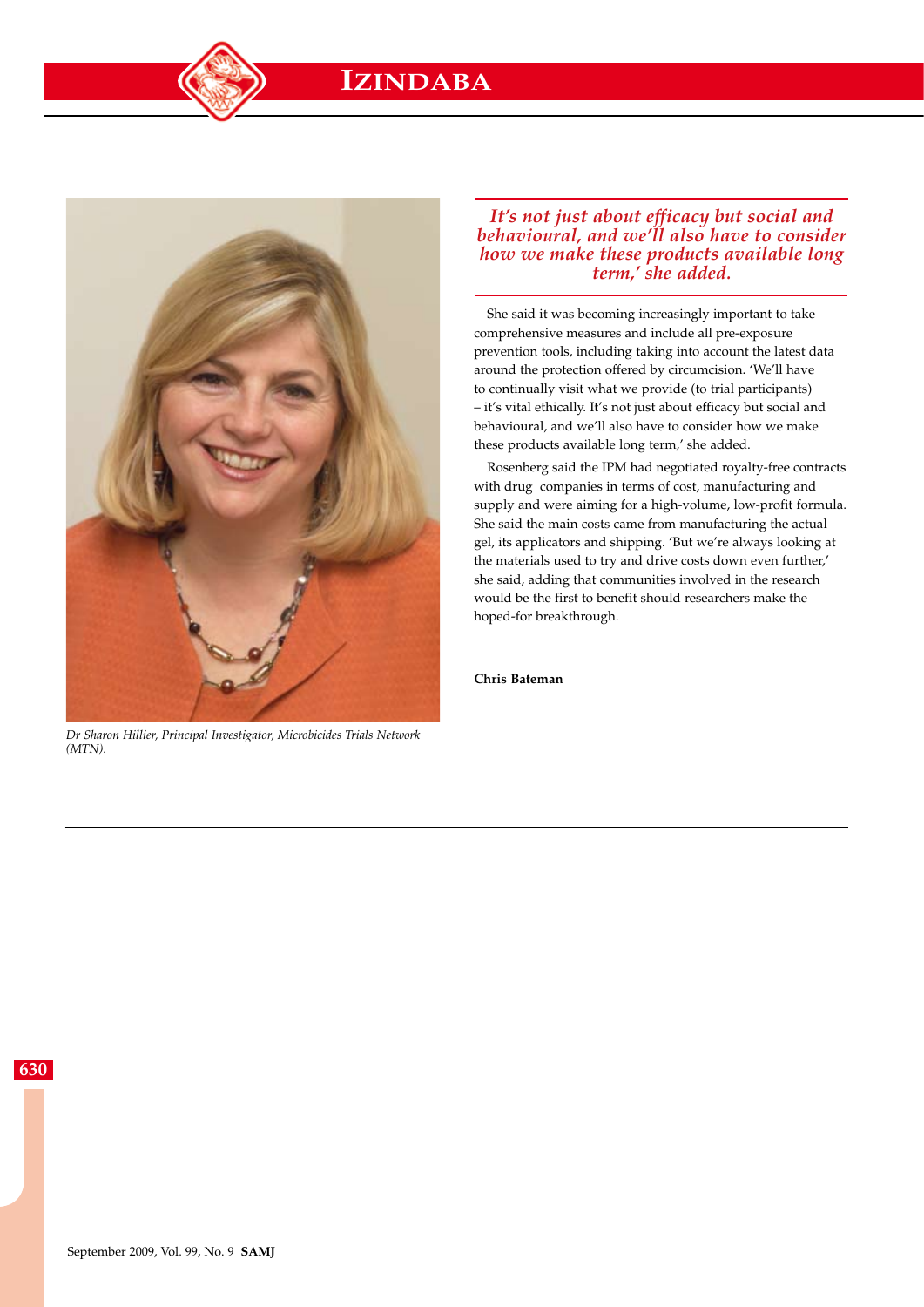Dr Sharon Hillier, Principal Investigator, Microbicides Trials Network (MTN).

*It's not just about efficacy but social and behavioural, and we'll also have to consider how we make these products available long term,' she added.*

She said it was becoming increasingly important to take comprehensive measures and include all pre-exposure prevention tools, including taking into account the latest data around the protection offered by circumcision. 'We'll have to continually visit what we provide (to trial participants) – it's vital ethically. It's not just about efficacy but social and behavioural, and we'll also have to consider how we make these products available long term,' she added.

Rosenberg said the IPM had negotiated royalty-free contracts with drug companies in terms of cost, manufacturing and supply and were aiming for a high-volume, low-profit formula. She said the main costs came from manufacturing the actual gel, its applicators and shipping. 'But we're always looking at the materials used to try and drive costs down even further,' she said, adding that communities involved in the research would be the first to benefit should researchers make the hoped-for breakthrough.

**Chris Bateman**